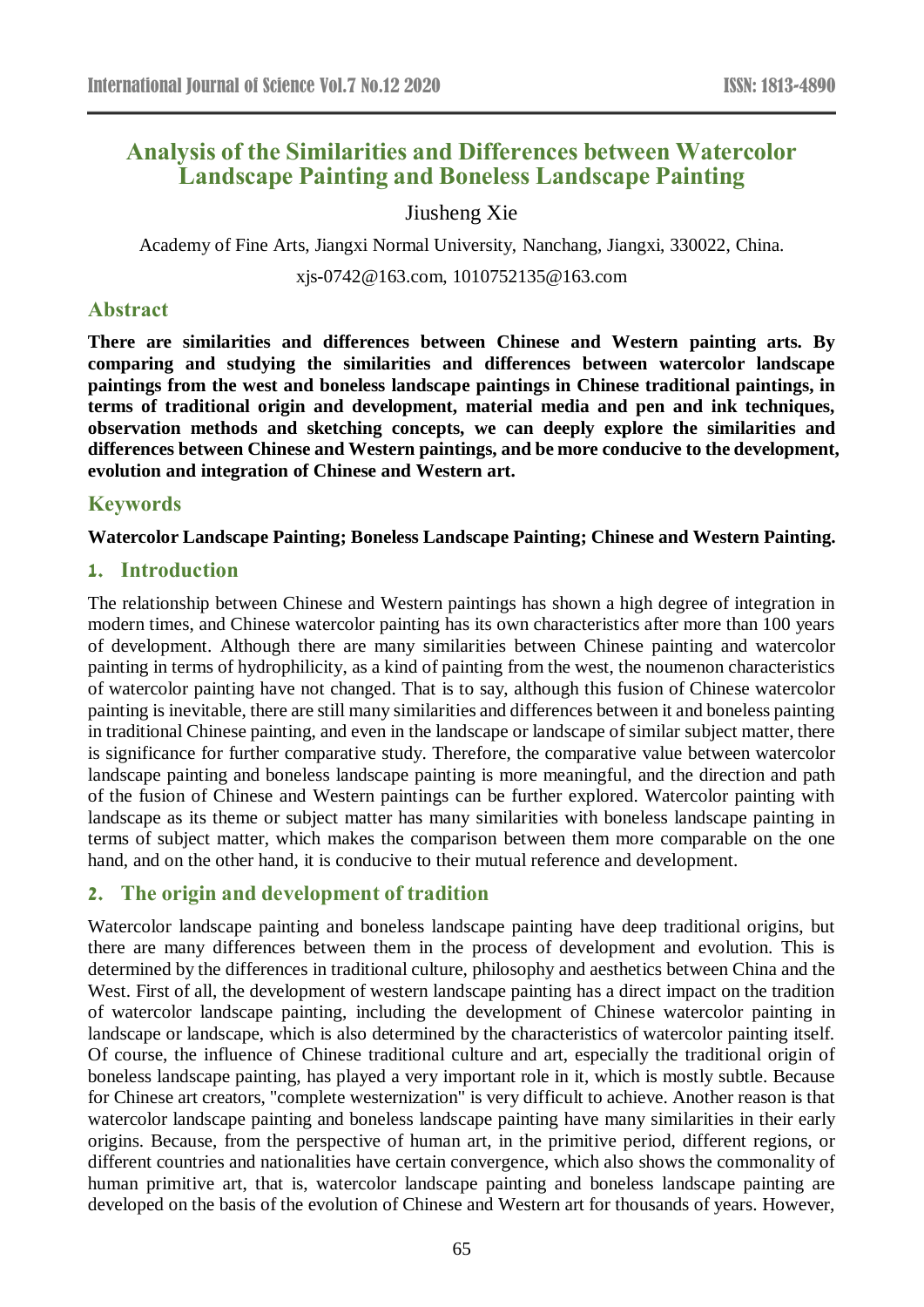# Analysis of the Similarities and Differences between Watercolor Landscape Painting and Boneless Landscape Painting

Jiusheng Xie

Academy of Fine Arts, Jiangxi Normal University, Nanchang, Jiangxi, 330022, China.

xjs-0742@163.com, 1010752135@163.com

## Abstract

**There are similarities and differences between Chinese and Western painting arts. By comparing and studying the similarities and differences between watercolor landscape paintings from the west and boneless landscape paintings in Chinese traditional paintings, in terms of traditional origin and development, material media and pen and ink techniques, observation methods and sketching concepts, we can deeply explore the similarities and differences between Chinese and Western paintings, and be more conducive to the development, evolution and integration of Chinese and Western art.**

## Keywords

**Watercolor Landscape Painting; Boneless Landscape Painting; Chinese and Western Painting.**

## 1. Introduction

The relationship between Chinese and Western paintings has shown a high degree of integration in modern times, and Chinese watercolor painting has its own characteristics after more than 100 years of development. Although there are many similarities between Chinese painting and watercolor painting in terms of hydrophilicity, as a kind of painting from the west, the noumenon characteristics of watercolor painting have not changed. That is to say, although this fusion of Chinese watercolor painting is inevitable, there are still many similarities and differences between it and boneless painting in traditional Chinese painting, and even in the landscape or landscape of similar subject matter, there is significance for further comparative study. Therefore, the comparative value between watercolor landscape painting and boneless landscape painting is more meaningful, and the direction and path of the fusion of Chinese and Western paintings can be further explored. Watercolor painting with landscape as its theme or subject matter has many similarities with boneless landscape painting in terms of subject matter, which makes the comparison between them more comparable on the one hand, and on the other hand, it is conducive to their mutual reference and development.

## 2. The origin and development of tradition

Watercolor landscape painting and boneless landscape painting have deep traditional origins, but there are many differences between them in the process of development and evolution. This is determined by the differences in traditional culture, philosophy and aesthetics between China and the West. First of all, the development of western landscape painting has a direct impact on the tradition of watercolor landscape painting, including the development of Chinese watercolor painting in landscape or landscape, which is also determined by the characteristics of watercolor painting itself. Of course, the influence of Chinese traditional culture and art, especially the traditional origin of boneless landscape painting, has played a very important role in it, which is mostly subtle. Because for Chinese art creators, "complete westernization" is very difficult to achieve. Another reason is that watercolor landscape painting and boneless landscape painting have many similarities in their early origins. Because, from the perspective of human art, in the primitive period, different regions, or different countries and nationalities have certain convergence, which also shows the commonality of human primitive art, that is, watercolor landscape painting and boneless landscape painting are developed on the basis of the evolution of Chinese and Western art for thousands of years. However,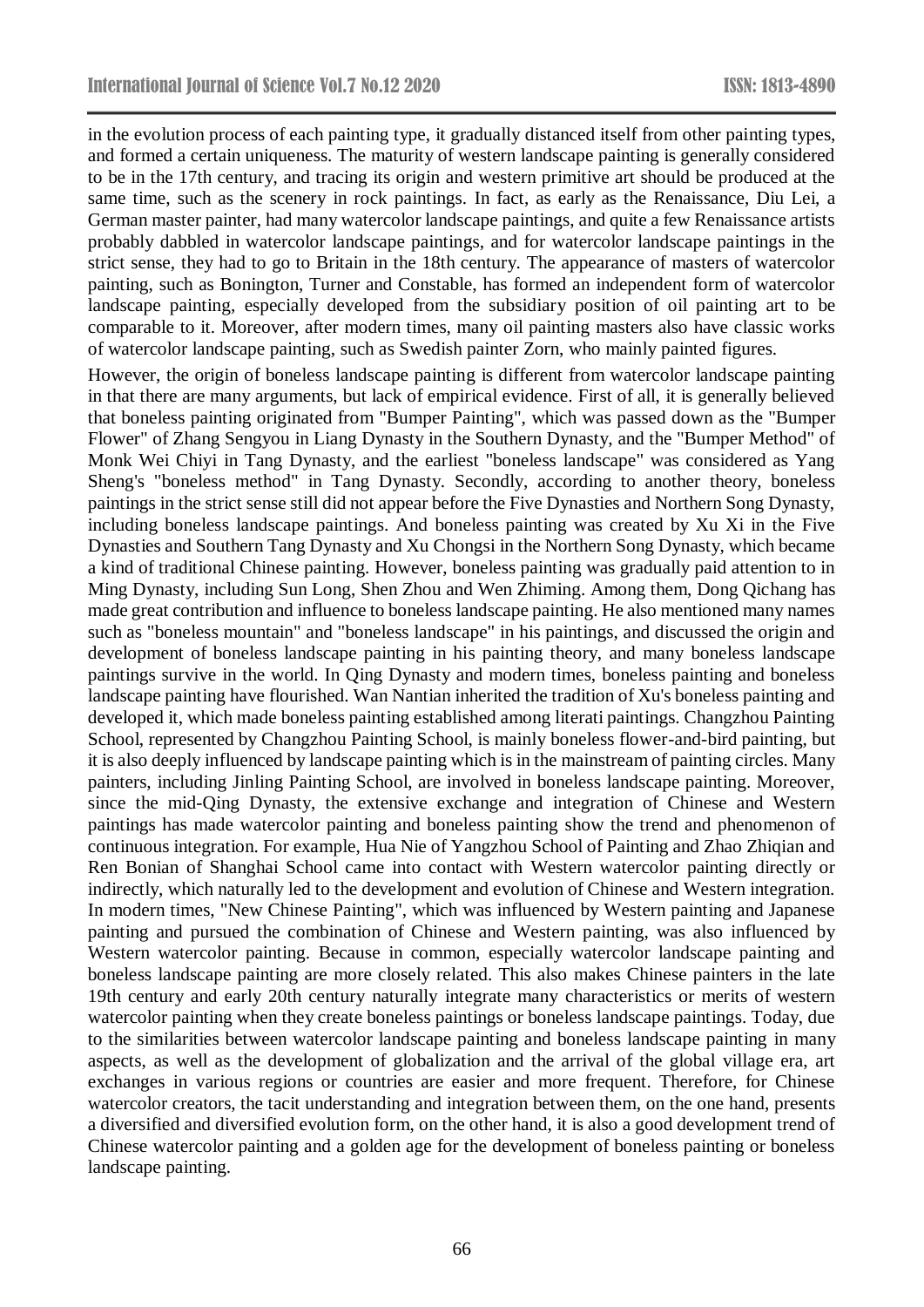in the evolution process of each painting type, it gradually distanced itself from other painting types, and formed a certain uniqueness. The maturity of western landscape painting is generally considered to be in the 17th century, and tracing its origin and western primitive art should be produced at the same time, such as the scenery in rock paintings. In fact, as early as the Renaissance, Diu Lei, a German master painter, had many watercolor landscape paintings, and quite a few Renaissance artists probably dabbled in watercolor landscape paintings, and for watercolor landscape paintings in the strict sense, they had to go to Britain in the 18th century. The appearance of masters of watercolor painting, such as Bonington, Turner and Constable, has formed an independent form of watercolor landscape painting, especially developed from the subsidiary position of oil painting art to be comparable to it. Moreover, after modern times, many oil painting masters also have classic works of watercolor landscape painting, such as Swedish painter Zorn, who mainly painted figures.

However, the origin of boneless landscape painting is different from watercolor landscape painting in that there are many arguments, but lack of empirical evidence. First of all, it is generally believed that boneless painting originated from "Bumper Painting", which was passed down as the "Bumper Flower" of Zhang Sengyou in Liang Dynasty in the Southern Dynasty, and the "Bumper Method" of Monk Wei Chiyi in Tang Dynasty, and the earliest "boneless landscape" was considered as Yang Sheng's "boneless method" in Tang Dynasty. Secondly, according to another theory, boneless paintings in the strict sense still did not appear before the Five Dynasties and Northern Song Dynasty, including boneless landscape paintings. And boneless painting was created by Xu Xi in the Five Dynasties and Southern Tang Dynasty and Xu Chongsi in the Northern Song Dynasty, which became a kind of traditional Chinese painting. However, boneless painting was gradually paid attention to in Ming Dynasty, including Sun Long, Shen Zhou and Wen Zhiming. Among them, Dong Qichang has made great contribution and influence to boneless landscape painting. He also mentioned many names such as "boneless mountain" and "boneless landscape" in his paintings, and discussed the origin and development of boneless landscape painting in his painting theory, and many boneless landscape paintings survive in the world. In Qing Dynasty and modern times, boneless painting and boneless landscape painting have flourished. Wan Nantian inherited the tradition of Xu's boneless painting and developed it, which made boneless painting established among literati paintings. Changzhou Painting School, represented by Changzhou Painting School, is mainly boneless flower-and-bird painting, but it is also deeply influenced by landscape painting which is in the mainstream of painting circles. Many painters, including Jinling Painting School, are involved in boneless landscape painting. Moreover, since the mid-Qing Dynasty, the extensive exchange and integration of Chinese and Western paintings has made watercolor painting and boneless painting show the trend and phenomenon of continuous integration. For example, Hua Nie of Yangzhou School of Painting and Zhao Zhiqian and Ren Bonian of Shanghai School came into contact with Western watercolor painting directly or indirectly, which naturally led to the development and evolution of Chinese and Western integration. In modern times, "New Chinese Painting", which was influenced by Western painting and Japanese painting and pursued the combination of Chinese and Western painting, was also influenced by Western watercolor painting. Because in common, especially watercolor landscape painting and boneless landscape painting are more closely related. This also makes Chinese painters in the late 19th century and early 20th century naturally integrate many characteristics or merits of western watercolor painting when they create boneless paintings or boneless landscape paintings. Today, due to the similarities between watercolor landscape painting and boneless landscape painting in many aspects, as well as the development of globalization and the arrival of the global village era, art exchanges in various regions or countries are easier and more frequent. Therefore, for Chinese watercolor creators, the tacit understanding and integration between them, on the one hand, presents a diversified and diversified evolution form, on the other hand, it is also a good development trend of Chinese watercolor painting and a golden age for the development of boneless painting or boneless landscape painting.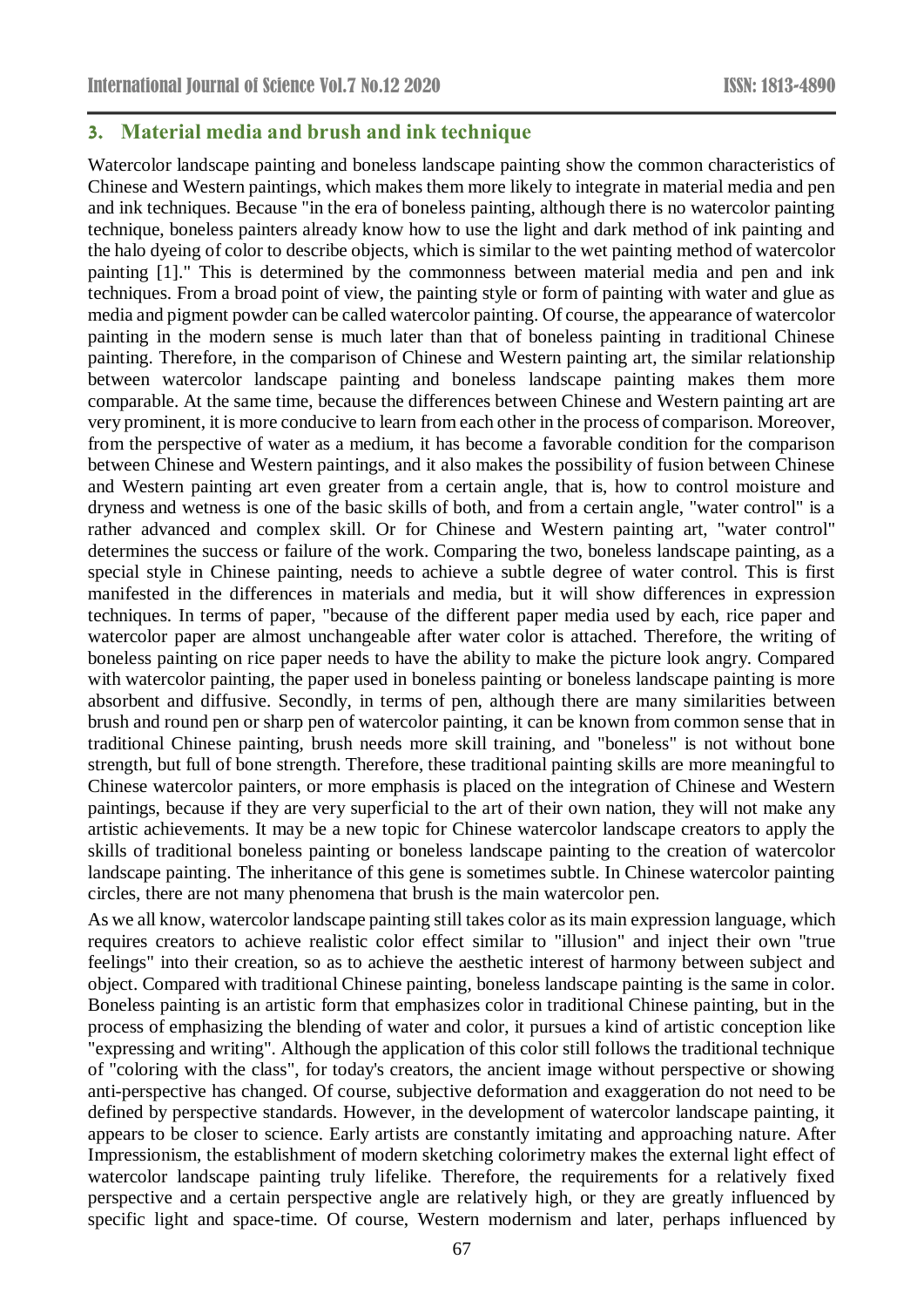## 3. Material media and brush and ink technique

Watercolor landscape painting and boneless landscape painting show the common characteristics of Chinese and Western paintings, which makes them more likely to integrate in material media and pen and ink techniques. Because "in the era of boneless painting, although there is no watercolor painting technique, boneless painters already know how to use the light and dark method of ink painting and the halo dyeing of color to describe objects, which is similar to the wet painting method of watercolor painting [1]." This is determined by the commonness between material media and pen and ink techniques. From a broad point of view, the painting style or form of painting with water and glue as media and pigment powder can be called watercolor painting. Of course, the appearance of watercolor painting in the modern sense is much later than that of boneless painting in traditional Chinese painting. Therefore, in the comparison of Chinese and Western painting art, the similar relationship between watercolor landscape painting and boneless landscape painting makes them more comparable. At the same time, because the differences between Chinese and Western painting art are very prominent, it is more conducive to learn from each other in the process of comparison. Moreover, from the perspective of water as a medium, it has become a favorable condition for the comparison between Chinese and Western paintings, and it also makes the possibility of fusion between Chinese and Western painting art even greater from a certain angle, that is, how to control moisture and dryness and wetness is one of the basic skills of both, and from a certain angle, "water control" is a rather advanced and complex skill. Or for Chinese and Western painting art, "water control" determines the success or failure of the work. Comparing the two, boneless landscape painting, as a special style in Chinese painting, needs to achieve a subtle degree of water control. This is first manifested in the differences in materials and media, but it will show differences in expression techniques. In terms of paper, "because of the different paper media used by each, rice paper and watercolor paper are almost unchangeable after water color is attached. Therefore, the writing of boneless painting on rice paper needs to have the ability to make the picture look angry. Compared with watercolor painting, the paper used in boneless painting or boneless landscape painting is more absorbent and diffusive. Secondly, in terms of pen, although there are many similarities between brush and round pen or sharp pen of watercolor painting, it can be known from common sense that in traditional Chinese painting, brush needs more skill training, and "boneless" is not without bone strength, but full of bone strength. Therefore, these traditional painting skills are more meaningful to Chinese watercolor painters, or more emphasis is placed on the integration of Chinese and Western paintings, because if they are very superficial to the art of their own nation, they will not make any artistic achievements. It may be a new topic for Chinese watercolor landscape creators to apply the skills of traditional boneless painting or boneless landscape painting to the creation of watercolor landscape painting. The inheritance of this gene is sometimes subtle. In Chinese watercolor painting circles, there are not many phenomena that brush is the main watercolor pen.

As we all know, watercolor landscape painting still takes color as its main expression language, which requires creators to achieve realistic color effect similar to "illusion" and inject their own "true feelings" into their creation, so as to achieve the aesthetic interest of harmony between subject and object. Compared with traditional Chinese painting, boneless landscape painting is the same in color. Boneless painting is an artistic form that emphasizes color in traditional Chinese painting, but in the process of emphasizing the blending of water and color, it pursues a kind of artistic conception like "expressing and writing". Although the application of this color still follows the traditional technique of "coloring with the class", for today's creators, the ancient image without perspective or showing anti-perspective has changed. Of course, subjective deformation and exaggeration do not need to be defined by perspective standards. However, in the development of watercolor landscape painting, it appears to be closer to science. Early artists are constantly imitating and approaching nature. After Impressionism, the establishment of modern sketching colorimetry makes the external light effect of watercolor landscape painting truly lifelike. Therefore, the requirements for a relatively fixed perspective and a certain perspective angle are relatively high, or they are greatly influenced by specific light and space-time. Of course, Western modernism and later, perhaps influenced by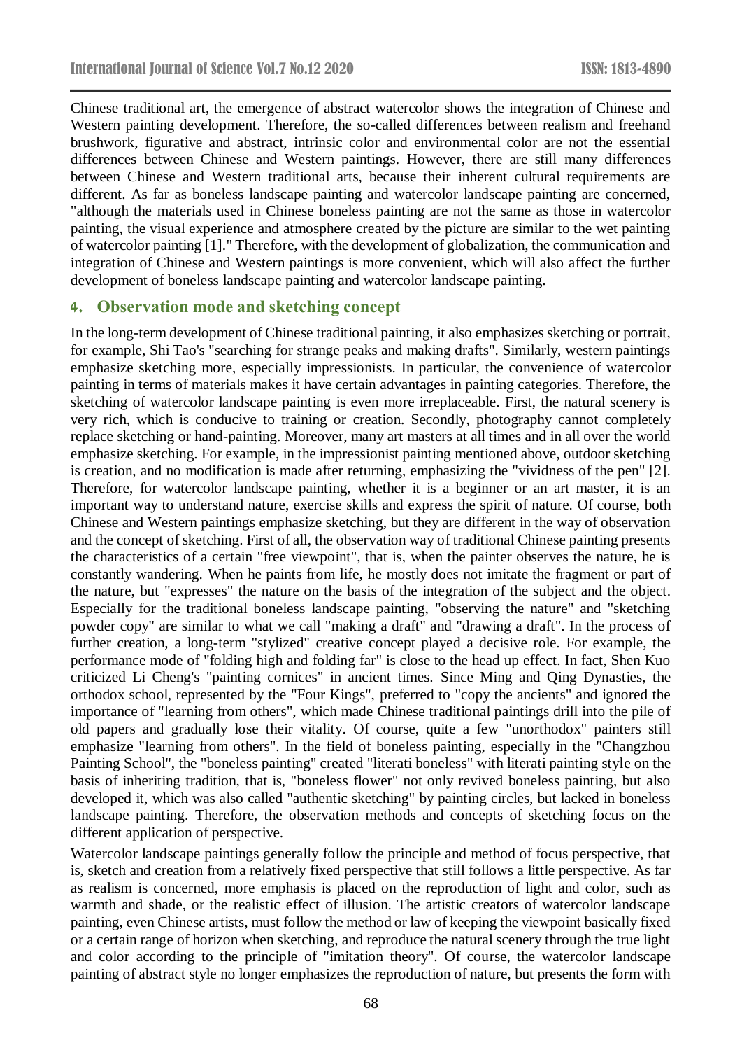Chinese traditional art, the emergence of abstract watercolor shows the integration of Chinese and Western painting development. Therefore, the so-called differences between realism and freehand brushwork, figurative and abstract, intrinsic color and environmental color are not the essential differences between Chinese and Western paintings. However, there are still many differences between Chinese and Western traditional arts, because their inherent cultural requirements are different. As far as boneless landscape painting and watercolor landscape painting are concerned, "although the materials used in Chinese boneless painting are not the same as those in watercolor painting, the visual experience and atmosphere created by the picture are similar to the wet painting of watercolor painting [1]." Therefore, with the development of globalization, the communication and integration of Chinese and Western paintings is more convenient, which will also affect the further development of boneless landscape painting and watercolor landscape painting.

## 4. Observation mode and sketching concept

In the long-term development of Chinese traditional painting, it also emphasizes sketching or portrait, for example, Shi Tao's "searching for strange peaks and making drafts". Similarly, western paintings emphasize sketching more, especially impressionists. In particular, the convenience of watercolor painting in terms of materials makes it have certain advantages in painting categories. Therefore, the sketching of watercolor landscape painting is even more irreplaceable. First, the natural scenery is very rich, which is conducive to training or creation. Secondly, photography cannot completely replace sketching or hand-painting. Moreover, many art masters at all times and in all over the world emphasize sketching. For example, in the impressionist painting mentioned above, outdoor sketching is creation, and no modification is made after returning, emphasizing the "vividness of the pen" [2]. Therefore, for watercolor landscape painting, whether it is a beginner or an art master, it is an important way to understand nature, exercise skills and express the spirit of nature. Of course, both Chinese and Western paintings emphasize sketching, but they are different in the way of observation and the concept of sketching. First of all, the observation way of traditional Chinese painting presents the characteristics of a certain "free viewpoint", that is, when the painter observes the nature, he is constantly wandering. When he paints from life, he mostly does not imitate the fragment or part of the nature, but "expresses" the nature on the basis of the integration of the subject and the object. Especially for the traditional boneless landscape painting, "observing the nature" and "sketching powder copy" are similar to what we call "making a draft" and "drawing a draft". In the process of further creation, a long-term "stylized" creative concept played a decisive role. For example, the performance mode of "folding high and folding far" is close to the head up effect. In fact, Shen Kuo criticized Li Cheng's "painting cornices" in ancient times. Since Ming and Qing Dynasties, the orthodox school, represented by the "Four Kings", preferred to "copy the ancients" and ignored the importance of "learning from others", which made Chinese traditional paintings drill into the pile of old papers and gradually lose their vitality. Of course, quite a few "unorthodox" painters still emphasize "learning from others". In the field of boneless painting, especially in the "Changzhou Painting School", the "boneless painting" created "literati boneless" with literati painting style on the basis of inheriting tradition, that is, "boneless flower" not only revived boneless painting, but also developed it, which was also called "authentic sketching" by painting circles, but lacked in boneless landscape painting. Therefore, the observation methods and concepts of sketching focus on the different application of perspective.

Watercolor landscape paintings generally follow the principle and method of focus perspective, that is, sketch and creation from a relatively fixed perspective that still follows a little perspective. As far as realism is concerned, more emphasis is placed on the reproduction of light and color, such as warmth and shade, or the realistic effect of illusion. The artistic creators of watercolor landscape painting, even Chinese artists, must follow the method or law of keeping the viewpoint basically fixed or a certain range of horizon when sketching, and reproduce the natural scenery through the true light and color according to the principle of "imitation theory". Of course, the watercolor landscape painting of abstract style no longer emphasizes the reproduction of nature, but presents the form with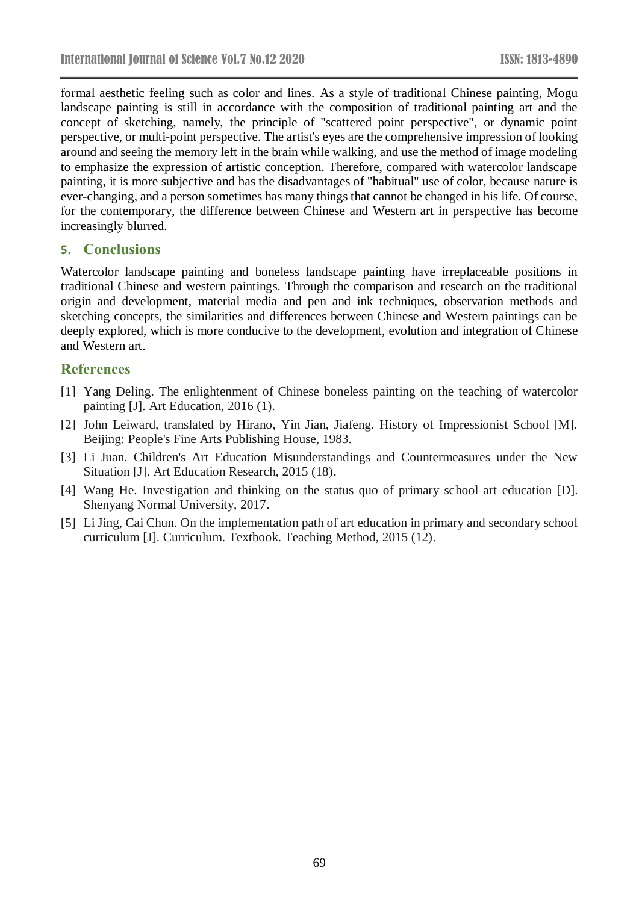formal aesthetic feeling such as color and lines. As a style of traditional Chinese painting, Mogu landscape painting is still in accordance with the composition of traditional painting art and the concept of sketching, namely, the principle of "scattered point perspective", or dynamic point perspective, or multi-point perspective. The artist's eyes are the comprehensive impression of looking around and seeing the memory left in the brain while walking, and use the method of image modeling to emphasize the expression of artistic conception. Therefore, compared with watercolor landscape painting, it is more subjective and has the disadvantages of "habitual" use of color, because nature is ever-changing, and a person sometimes has many things that cannot be changed in his life. Of course, for the contemporary, the difference between Chinese and Western art in perspective has become increasingly blurred.

## 5. Conclusions

Watercolor landscape painting and boneless landscape painting have irreplaceable positions in traditional Chinese and western paintings. Through the comparison and research on the traditional origin and development, material media and pen and ink techniques, observation methods and sketching concepts, the similarities and differences between Chinese and Western paintings can be deeply explored, which is more conducive to the development, evolution and integration of Chinese and Western art.

## References

[1] Yang Deling. The enlightenment of Chinese boneless painting on the teaching of watercolor painting [J]. Art Education, 2016 (1).

[2] John Leiward, translated by Hirano, Yin Jian, Jiafeng. History of Impressionist School [M]. Beijing: People's Fine Arts Publishing House, 1983.

[3] Li Juan. Children's Art Education Misunderstandings and Countermeasures under the New Situation [J]. Art Education Research, 2015 (18).

[4] Wang He. Investigation and thinking on the status quo of primary school art education [D]. Shenyang Normal University, 2017.

[5] Li Jing, Cai Chun. On the implementation path of art education in primary and secondary school curriculum [J]. Curriculum. Textbook. Teaching Method, 2015 (12).